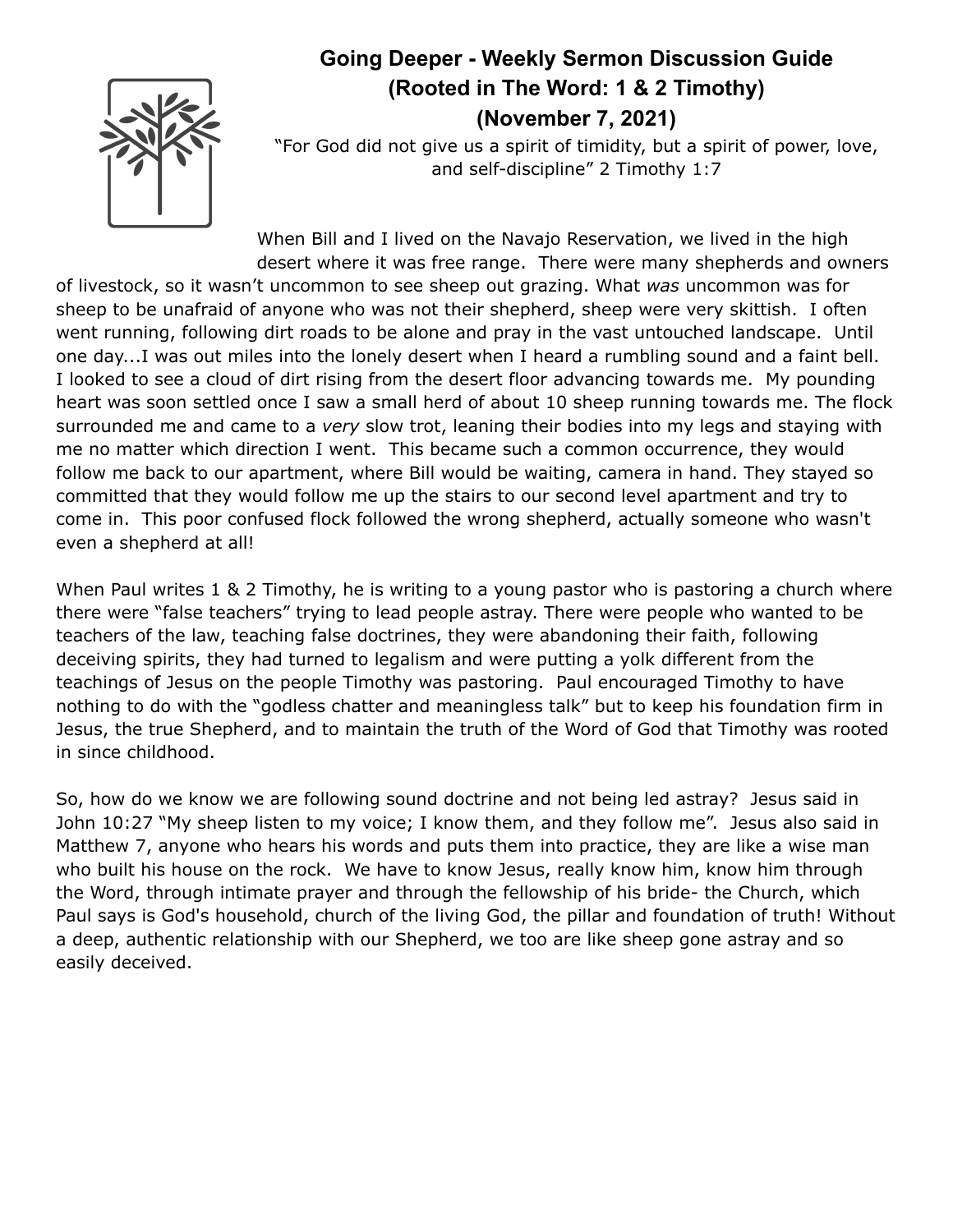# Going Deeper - Weekly Sermon Discussion Guide
## (Rooted in The Word: 1 & 2 Timothy)
## (November 7, 2021)

"For God did not give us a spirit of timidity, but a spirit of power, love, and self-discipline" 2 Timothy 1:7

When Bill and I lived on the Navajo Reservation, we lived in the high desert where it was free range. There were many shepherds and owners of livestock, so it wasn't uncommon to see sheep out grazing. What *was* uncommon was for sheep to be unafraid of anyone who was not their shepherd, sheep were very skittish. I often went running, following dirt roads to be alone and pray in the vast untouched landscape. Until one day...I was out miles into the lonely desert when I heard a rumbling sound and a faint bell. I looked to see a cloud of dirt rising from the desert floor advancing towards me. My pounding heart was soon settled once I saw a small herd of about 10 sheep running towards me. The flock surrounded me and came to a *very* slow trot, leaning their bodies into my legs and staying with me no matter which direction I went. This became such a common occurrence, they would follow me back to our apartment, where Bill would be waiting, camera in hand. They stayed so committed that they would follow me up the stairs to our second level apartment and try to come in. This poor confused flock followed the wrong shepherd, actually someone who wasn't even a shepherd at all!

When Paul writes 1 & 2 Timothy, he is writing to a young pastor who is pastoring a church where there were "false teachers" trying to lead people astray. There were people who wanted to be teachers of the law, teaching false doctrines, they were abandoning their faith, following deceiving spirits, they had turned to legalism and were putting a yolk different from the teachings of Jesus on the people Timothy was pastoring. Paul encouraged Timothy to have nothing to do with the "godless chatter and meaningless talk" but to keep his foundation firm in Jesus, the true Shepherd, and to maintain the truth of the Word of God that Timothy was rooted in since childhood.

So, how do we know we are following sound doctrine and not being led astray? Jesus said in John 10:27 "My sheep listen to my voice; I know them, and they follow me". Jesus also said in Matthew 7, anyone who hears his words and puts them into practice, they are like a wise man who built his house on the rock. We have to know Jesus, really know him, know him through the Word, through intimate prayer and through the fellowship of his bride- the Church, which Paul says is God's household, church of the living God, the pillar and foundation of truth! Without a deep, authentic relationship with our Shepherd, we too are like sheep gone astray and so easily deceived.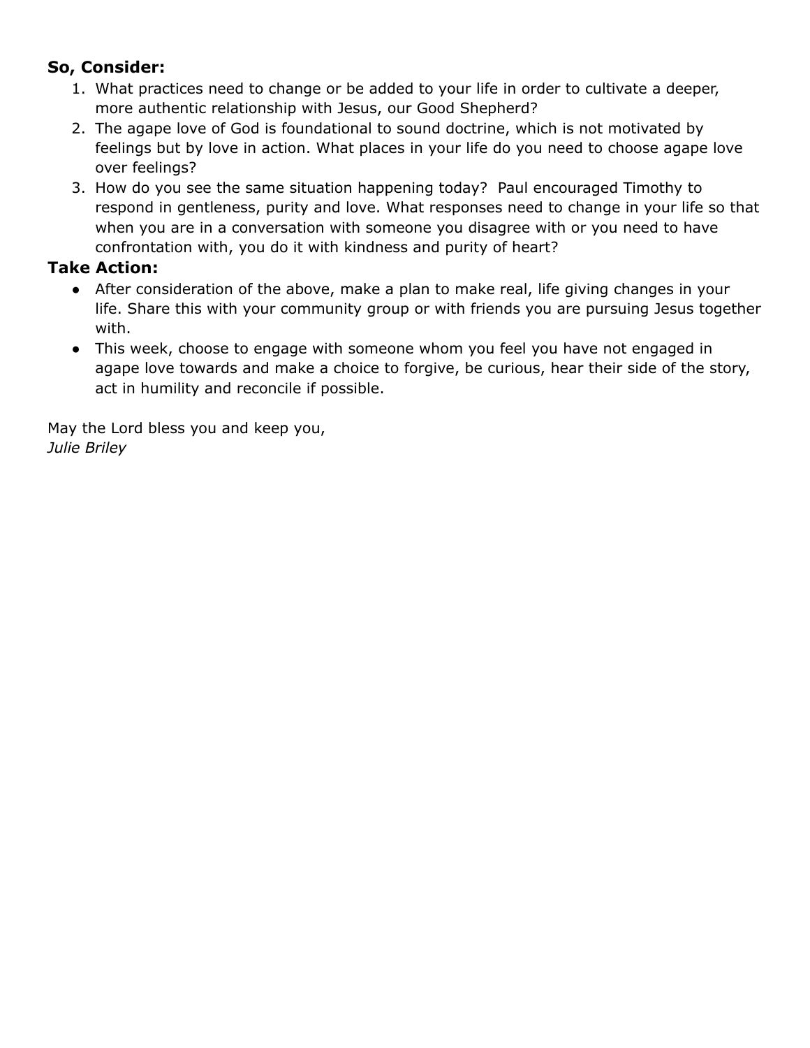**So, Consider:**

1. What practices need to change or be added to your life in order to cultivate a deeper, more authentic relationship with Jesus, our Good Shepherd?
2. The agape love of God is foundational to sound doctrine, which is not motivated by feelings but by love in action. What places in your life do you need to choose agape love over feelings?
3. How do you see the same situation happening today? Paul encouraged Timothy to respond in gentleness, purity and love. What responses need to change in your life so that when you are in a conversation with someone you disagree with or you need to have confrontation with, you do it with kindness and purity of heart?

**Take Action:**

- After consideration of the above, make a plan to make real, life giving changes in your life. Share this with your community group or with friends you are pursuing Jesus together with.
- This week, choose to engage with someone whom you feel you have not engaged in agape love towards and make a choice to forgive, be curious, hear their side of the story, act in humility and reconcile if possible.

May the Lord bless you and keep you,
*Julie Briley*